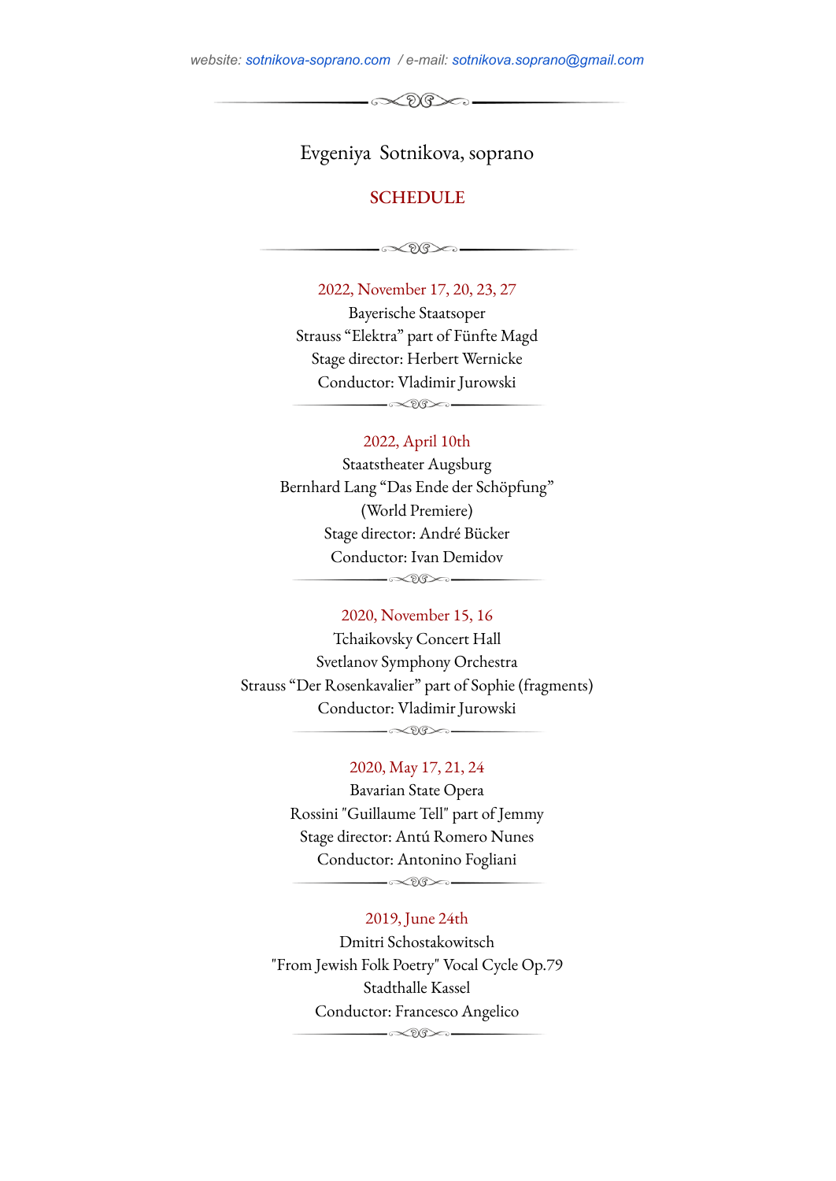website: sotnikova-soprano.com / e-mail: sotnikova.soprano@gmail.com

# Evgeniya Sotnikova, soprano

## SCHEDULE

---

**2022, November 17, 20, 23, 27**
Bayerische Staatsoper
Strauss "Elektra" part of Fünfte Magd
Stage director: Herbert Wernicke
Conductor: Vladimir Jurowski

---

**2022, April 10th**
Staatstheater Augsburg
Bernhard Lang "Das Ende der Schöpfung"
(World Premiere)
Stage director: André Bücker
Conductor: Ivan Demidov

---

**2020, November 15, 16**
Tchaikovsky Concert Hall
Svetlanov Symphony Orchestra
Strauss "Der Rosenkavalier" part of Sophie (fragments)
Conductor: Vladimir Jurowski

---

**2020, May 17, 21, 24**
Bavarian State Opera
Rossini "Guillaume Tell" part of Jemmy
Stage director: Antú Romero Nunes
Conductor: Antonino Fogliani

---

**2019, June 24th**
Dmitri Schostakowitsch
"From Jewish Folk Poetry" Vocal Cycle Op.79
Stadthalle Kassel
Conductor: Francesco Angelico

---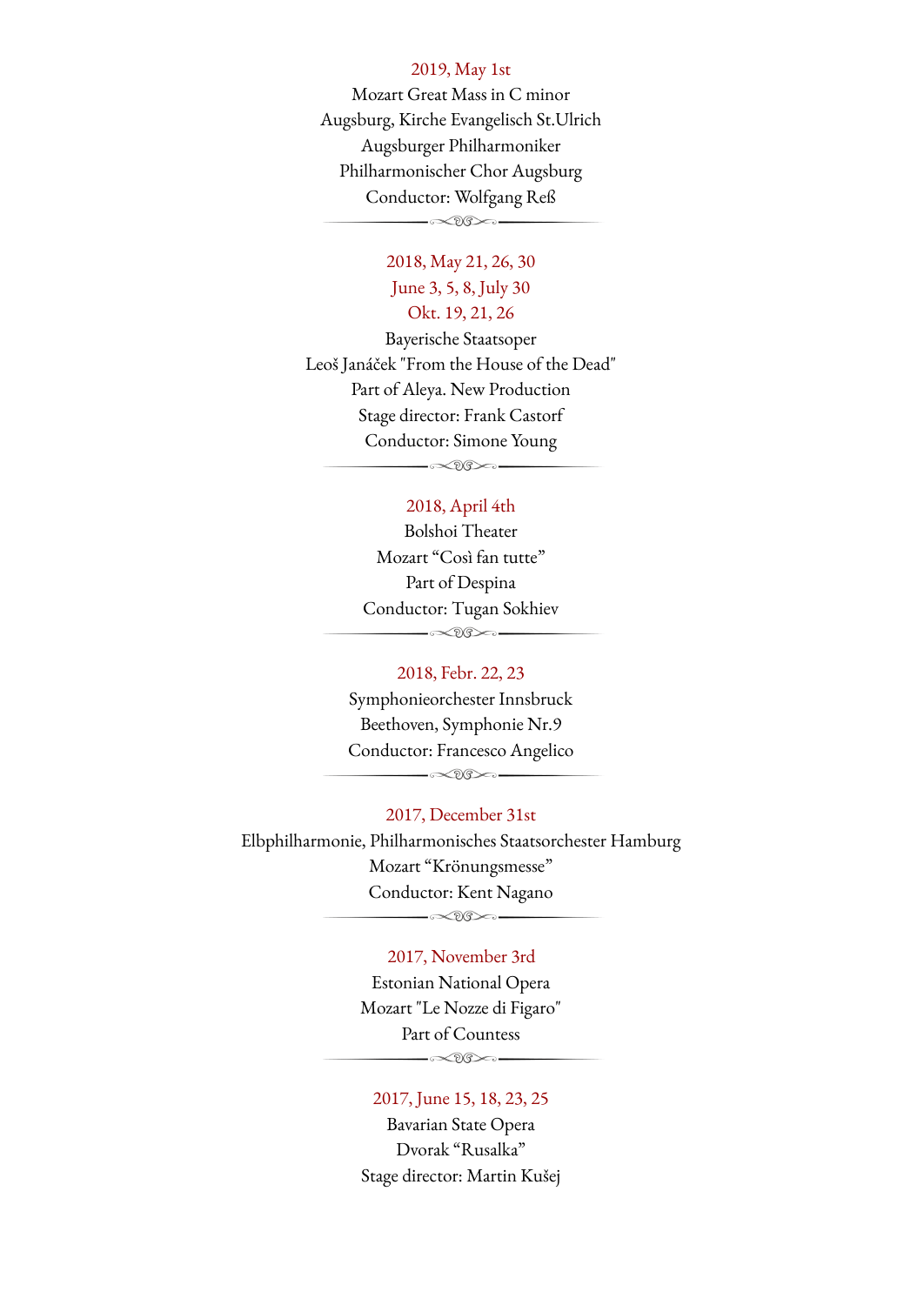2019, May 1st

Mozart Great Mass in C minor

Augsburg, Kirche Evangelisch St.Ulrich

Augsburger Philharmoniker

Philharmonischer Chor Augsburg

Conductor: Wolfgang Reß

---

2018, May 21, 26, 30

June 3, 5, 8, July 30

Okt. 19, 21, 26

Bayerische Staatsoper

Leoš Janáček "From the House of the Dead"

Part of Aleya. New Production

Stage director: Frank Castorf

Conductor: Simone Young

---

2018, April 4th

Bolshoi Theater

Mozart "Così fan tutte"

Part of Despina

Conductor: Tugan Sokhiev

---

2018, Febr. 22, 23

Symphonieorchester Innsbruck

Beethoven, Symphonie Nr.9

Conductor: Francesco Angelico

---

2017, December 31st

Elbphilharmonie, Philharmonisches Staatsorchester Hamburg

Mozart "Krönungsmesse"

Conductor: Kent Nagano

---

2017, November 3rd

Estonian National Opera

Mozart "Le Nozze di Figaro"

Part of Countess

---

2017, June 15, 18, 23, 25

Bavarian State Opera

Dvorak "Rusalka"

Stage director: Martin Kušej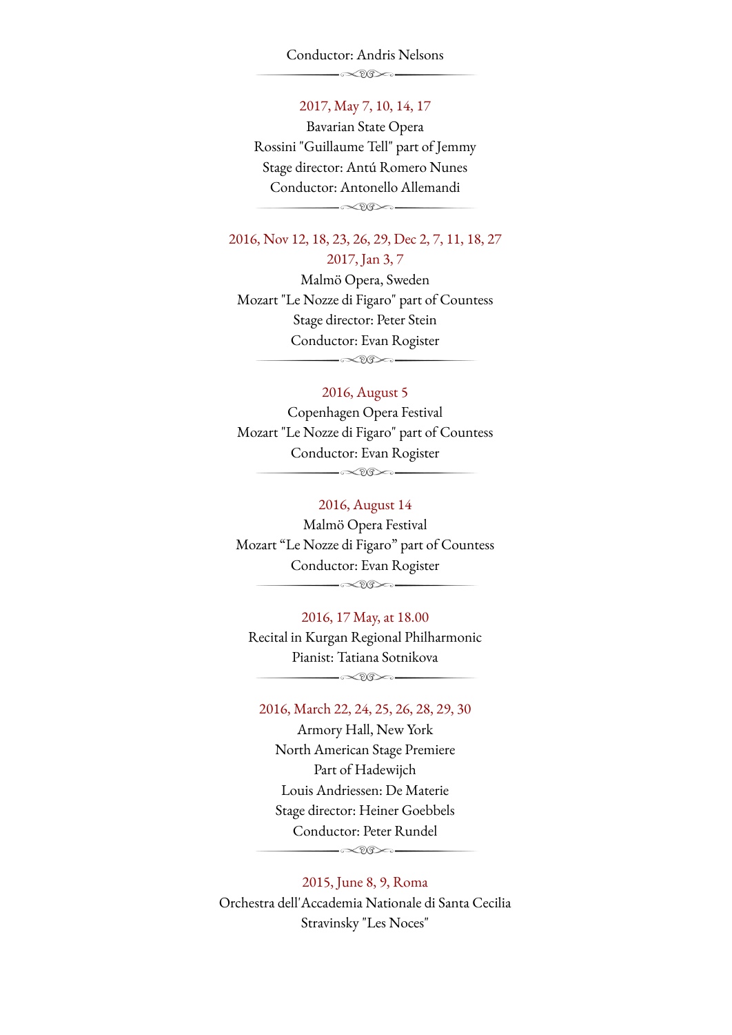Conductor: Andris Nelsons

---

2017, May 7, 10, 14, 17

Bavarian State Opera

Rossini "Guillaume Tell" part of Jemmy

Stage director: Antú Romero Nunes

Conductor: Antonello Allemandi

---

2016, Nov 12, 18, 23, 26, 29, Dec 2, 7, 11, 18, 27

2017, Jan 3, 7

Malmö Opera, Sweden

Mozart "Le Nozze di Figaro" part of Countess

Stage director: Peter Stein

Conductor: Evan Rogister

---

2016, August 5

Copenhagen Opera Festival

Mozart "Le Nozze di Figaro" part of Countess

Conductor: Evan Rogister

---

2016, August 14

Malmö Opera Festival

Mozart "Le Nozze di Figaro" part of Countess

Conductor: Evan Rogister

---

2016, 17 May, at 18.00

Recital in Kurgan Regional Philharmonic

Pianist: Tatiana Sotnikova

---

2016, March 22, 24, 25, 26, 28, 29, 30

Armory Hall, New York

North American Stage Premiere

Part of Hadewijch

Louis Andriessen: De Materie

Stage director: Heiner Goebbels

Conductor: Peter Rundel

---

2015, June 8, 9, Roma

Orchestra dell'Accademia Nationale di Santa Cecilia

Stravinsky "Les Noces"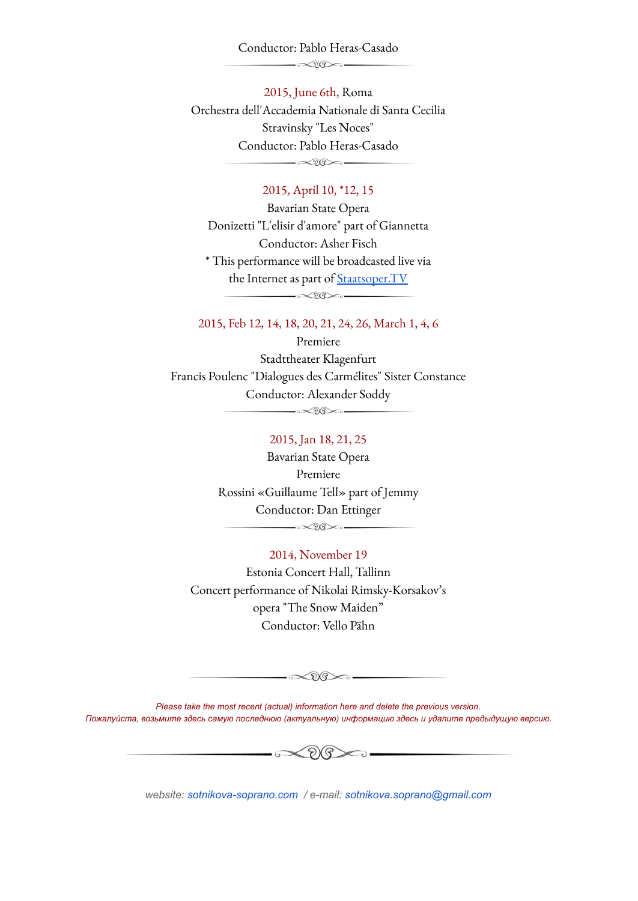Conductor: Pablo Heras-Casado

---

2015, June 6th, Roma
Orchestra dell'Accademia Nationale di Santa Cecilia
Stravinsky "Les Noces"
Conductor: Pablo Heras-Casado

---

2015, April 10, *12, 15
Bavarian State Opera
Donizetti "L'elisir d'amore" part of Giannetta
Conductor: Asher Fisch
* This performance will be broadcasted live via the Internet as part of [Staatsoper.TV](Staatsoper.TV)

---

2015, Feb 12, 14, 18, 20, 21, 24, 26, March 1, 4, 6
Premiere
Stadttheater Klagenfurt
Francis Poulenc "Dialogues des Carmélites" Sister Constance
Conductor: Alexander Soddy

---

2015, Jan 18, 21, 25
Bavarian State Opera
Premiere
Rossini «Guillaume Tell» part of Jemmy
Conductor: Dan Ettinger

---

2014, November 19
Estonia Concert Hall, Tallinn
Concert performance of Nikolai Rimsky-Korsakov's opera "The Snow Maiden"
Conductor: Vello Pähn

---

*Please take the most recent (actual) information here and delete the previous version.*
*Пожалуйста, возьмите здесь самую последнюю (актуальную) информацию здесь и удалите предыдущую версию.*

---

website: sotnikova-soprano.com / e-mail: sotnikova.soprano@gmail.com